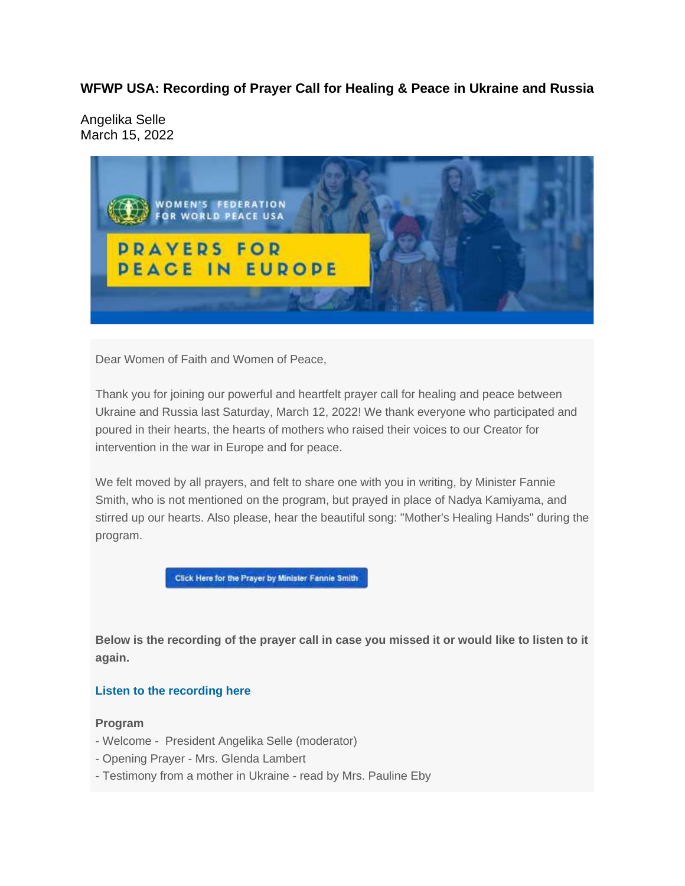**WFWP USA: Recording of Prayer Call for Healing & Peace in Ukraine and Russia**

Angelika Selle
March 15, 2022

Dear Women of Faith and Women of Peace,

Thank you for joining our powerful and heartfelt prayer call for healing and peace between Ukraine and Russia last Saturday, March 12, 2022! We thank everyone who participated and poured in their hearts, the hearts of mothers who raised their voices to our Creator for intervention in the war in Europe and for peace.

We felt moved by all prayers, and felt to share one with you in writing, by Minister Fannie Smith, who is not mentioned on the program, but prayed in place of Nadya Kamiyama, and stirred up our hearts. Also please, hear the beautiful song: "Mother's Healing Hands" during the program.

Click Here for the Prayer by Minister Fannie Smith

**Below is the recording of the prayer call in case you missed it or would like to listen to it again.**

**Listen to the recording here**

**Program**
- Welcome - President Angelika Selle (moderator)
- Opening Prayer - Mrs. Glenda Lambert
- Testimony from a mother in Ukraine - read by Mrs. Pauline Eby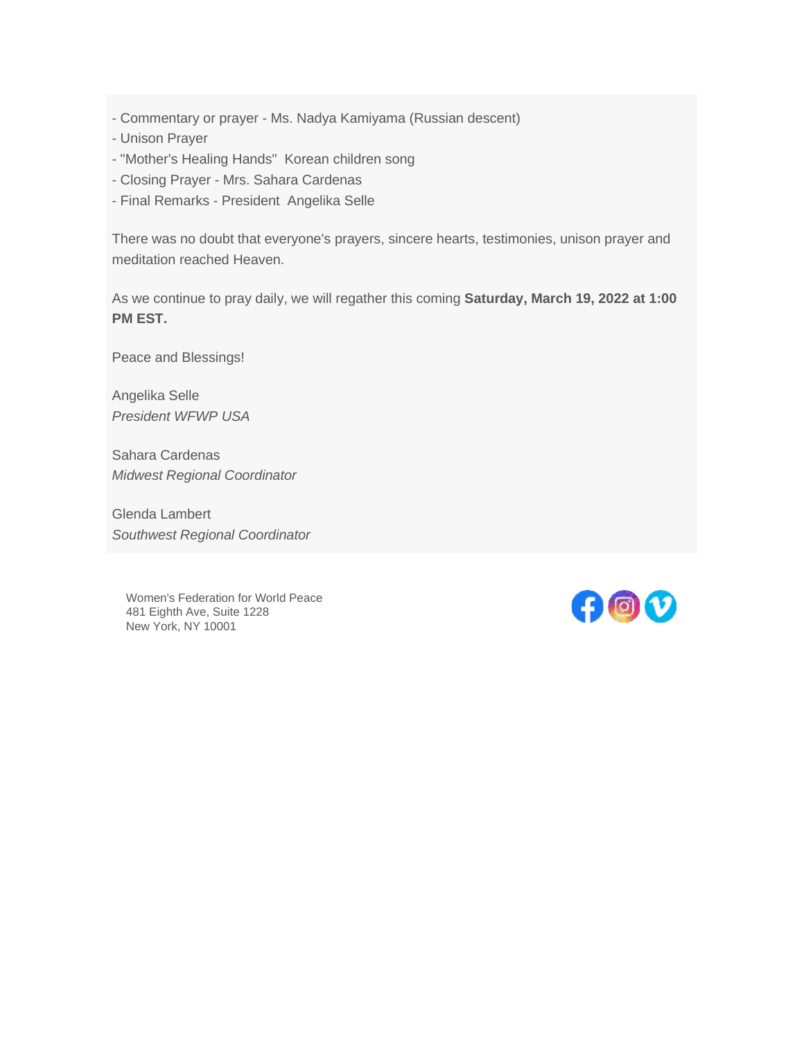- Commentary or prayer - Ms. Nadya Kamiyama (Russian descent)
- Unison Prayer
- "Mother's Healing Hands"  Korean children song
- Closing Prayer - Mrs. Sahara Cardenas
- Final Remarks - President  Angelika Selle

There was no doubt that everyone's prayers, sincere hearts, testimonies, unison prayer and meditation reached Heaven.

As we continue to pray daily, we will regather this coming **Saturday, March 19, 2022 at 1:00 PM EST.**

Peace and Blessings!

Angelika Selle
*President WFWP USA*

Sahara Cardenas
*Midwest Regional Coordinator*

Glenda Lambert
*Southwest Regional Coordinator*

Women's Federation for World Peace
481 Eighth Ave, Suite 1228
New York, NY 10001